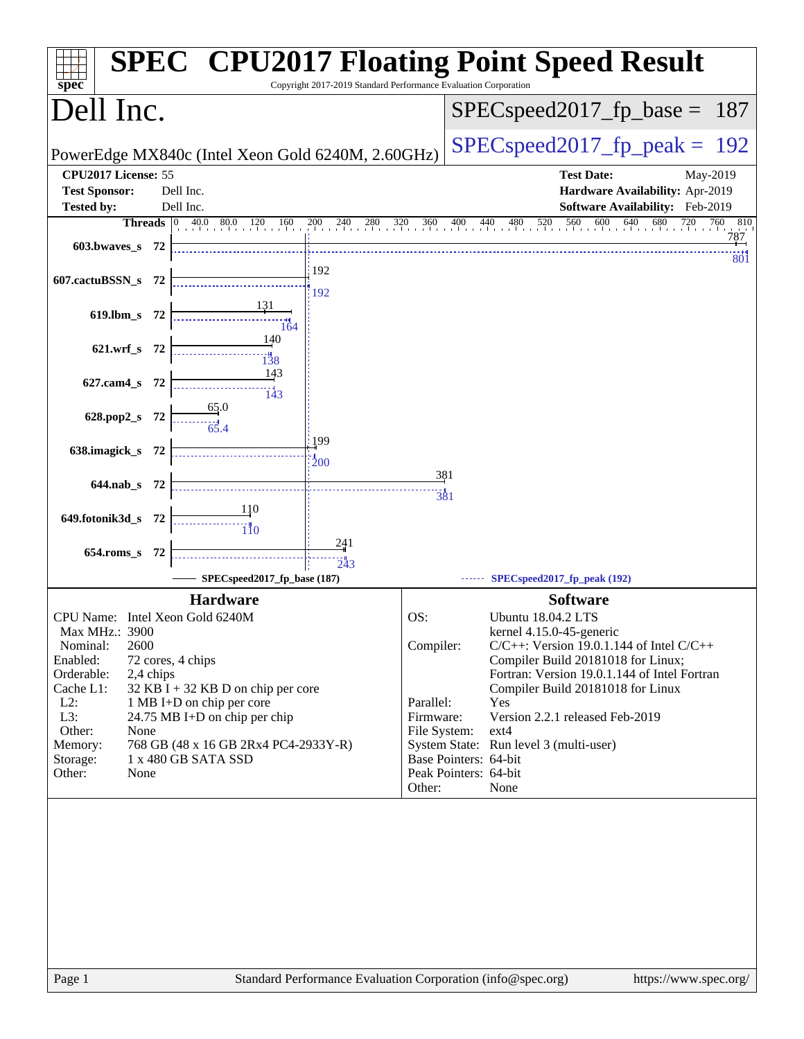# SPEC CPU2017 Floating Point Speed Result

Copyright 2017-2019 Standard Performance Evaluation Corporation

## Dell Inc.

PowerEdge MX840c (Intel Xeon Gold 6240M, 2.60GHz)

SPECspeed2017_fp_base = 187

SPECspeed2017_fp_peak = 192

| | | | |
|---|---|---|---|
| **CPU2017 License:** | 55 | **Test Date:** | May-2019 |
| **Test Sponsor:** | Dell Inc. | **Hardware Availability:** | Apr-2019 |
| **Tested by:** | Dell Inc. | **Software Availability:** | Feb-2019 |

| Benchmark | Threads | Base | Peak |
|---|---|---|---|
| 603.bwaves_s | 72 | 787 | 801 |
| 607.cactuBSSN_s | 72 | 192 | 192 |
| 619.lbm_s | 72 | 131 | 164 |
| 621.wrf_s | 72 | 140 | 138 |
| 627.cam4_s | 72 | 143 | 143 |
| 628.pop2_s | 72 | 65.0 | 65.4 |
| 638.imagick_s | 72 | 199 | 200 |
| 644.nab_s | 72 | 381 | 381 |
| 649.fotonik3d_s | 72 | 110 | 110 |
| 654.roms_s | 72 | 241 | 243 |

SPECspeed2017_fp_base (187) — SPECspeed2017_fp_peak (192)

### Hardware

| | |
|---|---|
| CPU Name: | Intel Xeon Gold 6240M |
| Max MHz.: | 3900 |
| Nominal: | 2600 |
| Enabled: | 72 cores, 4 chips |
| Orderable: | 2,4 chips |
| Cache L1: | 32 KB I + 32 KB D on chip per core |
| L2: | 1 MB I+D on chip per core |
| L3: | 24.75 MB I+D on chip per chip |
| Other: | None |
| Memory: | 768 GB (48 x 16 GB 2Rx4 PC4-2933Y-R) |
| Storage: | 1 x 480 GB SATA SSD |
| Other: | None |

### Software

| | |
|---|---|
| OS: | Ubuntu 18.04.2 LTS<br>kernel 4.15.0-45-generic |
| Compiler: | C/C++: Version 19.0.1.144 of Intel C/C++ Compiler Build 20181018 for Linux;<br>Fortran: Version 19.0.1.144 of Intel Fortran Compiler Build 20181018 for Linux |
| Parallel: | Yes |
| Firmware: | Version 2.2.1 released Feb-2019 |
| File System: | ext4 |
| System State: | Run level 3 (multi-user) |
| Base Pointers: | 64-bit |
| Peak Pointers: | 64-bit |
| Other: | None |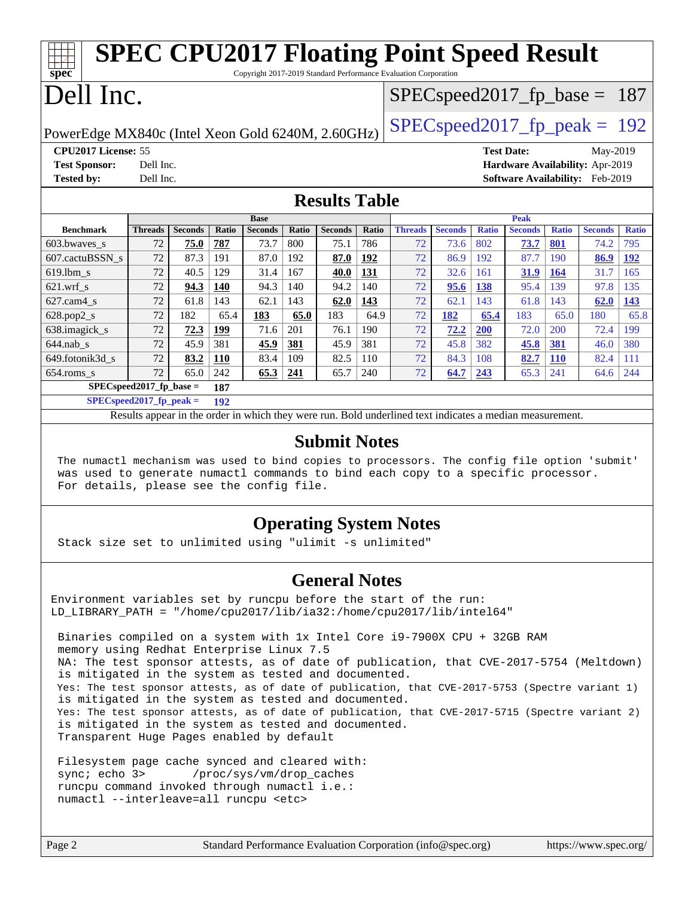# SPEC CPU2017 Floating Point Speed Result

Copyright 2017-2019 Standard Performance Evaluation Corporation

# Dell Inc.

PowerEdge MX840c (Intel Xeon Gold 6240M, 2.60GHz)

SPECspeed2017_fp_base = 187

SPECspeed2017_fp_peak = 192

**CPU2017 License:** 55
**Test Sponsor:** Dell Inc.
**Tested by:** Dell Inc.

**Test Date:** May-2019
**Hardware Availability:** Apr-2019
**Software Availability:** Feb-2019

## Results Table

| Benchmark | Base | | | | | | | Peak | | | | | | |
|---|---|---|---|---|---|---|---|---|---|---|---|---|---|---|
| | Threads | Seconds | Ratio | Seconds | Ratio | Seconds | Ratio | Threads | Seconds | Ratio | Seconds | Ratio | Seconds | Ratio |
| 603.bwaves_s | 72 | **75.0** | **787** | 73.7 | 800 | 75.1 | 786 | 72 | 73.6 | 802 | **73.7** | **801** | 74.2 | 795 |
| 607.cactuBSSN_s | 72 | 87.3 | 191 | 87.0 | 192 | **87.0** | **192** | 72 | 86.9 | 192 | 87.7 | 190 | **86.9** | **192** |
| 619.lbm_s | 72 | 40.5 | 129 | 31.4 | 167 | **40.0** | **131** | 72 | 32.6 | 161 | **31.9** | **164** | 31.7 | 165 |
| 621.wrf_s | 72 | **94.3** | **140** | 94.3 | 140 | 94.2 | 140 | 72 | **95.6** | **138** | 95.4 | 139 | 97.8 | 135 |
| 627.cam4_s | 72 | 61.8 | 143 | 62.1 | 143 | **62.0** | **143** | 72 | 62.1 | 143 | 61.8 | 143 | **62.0** | **143** |
| 628.pop2_s | 72 | 182 | 65.4 | **183** | **65.0** | 183 | 64.9 | 72 | **182** | **65.4** | 183 | 65.0 | 180 | 65.8 |
| 638.imagick_s | 72 | **72.3** | **199** | 71.6 | 201 | 76.1 | 190 | 72 | **72.2** | **200** | 72.0 | 200 | 72.4 | 199 |
| 644.nab_s | 72 | 45.9 | 381 | **45.9** | **381** | 45.9 | 381 | 72 | 45.8 | 382 | **45.8** | **381** | 46.0 | 380 |
| 649.fotonik3d_s | 72 | **83.2** | **110** | 83.4 | 109 | 82.5 | 110 | 72 | 84.3 | 108 | **82.7** | **110** | 82.4 | 111 |
| 654.roms_s | 72 | 65.0 | 242 | **65.3** | **241** | 65.7 | 240 | 72 | **64.7** | **243** | 65.3 | 241 | 64.6 | 244 |

**SPECspeed2017_fp_base = 187**

**SPECspeed2017_fp_peak = 192**

Results appear in the order in which they were run. Bold underlined text indicates a median measurement.

## Submit Notes

```
The numactl mechanism was used to bind copies to processors. The config file option 'submit'
was used to generate numactl commands to bind each copy to a specific processor.
For details, please see the config file.
```

## Operating System Notes

```
Stack size set to unlimited using "ulimit -s unlimited"
```

## General Notes

```
Environment variables set by runcpu before the start of the run:
LD_LIBRARY_PATH = "/home/cpu2017/lib/ia32:/home/cpu2017/lib/intel64"

Binaries compiled on a system with 1x Intel Core i9-7900X CPU + 32GB RAM
memory using Redhat Enterprise Linux 7.5
NA: The test sponsor attests, as of date of publication, that CVE-2017-5754 (Meltdown)
is mitigated in the system as tested and documented.
Yes: The test sponsor attests, as of date of publication, that CVE-2017-5753 (Spectre variant 1)
is mitigated in the system as tested and documented.
Yes: The test sponsor attests, as of date of publication, that CVE-2017-5715 (Spectre variant 2)
is mitigated in the system as tested and documented.
Transparent Huge Pages enabled by default

Filesystem page cache synced and cleared with:
sync; echo 3>       /proc/sys/vm/drop_caches
runcpu command invoked through numactl i.e.:
numactl --interleave=all runcpu <etc>
```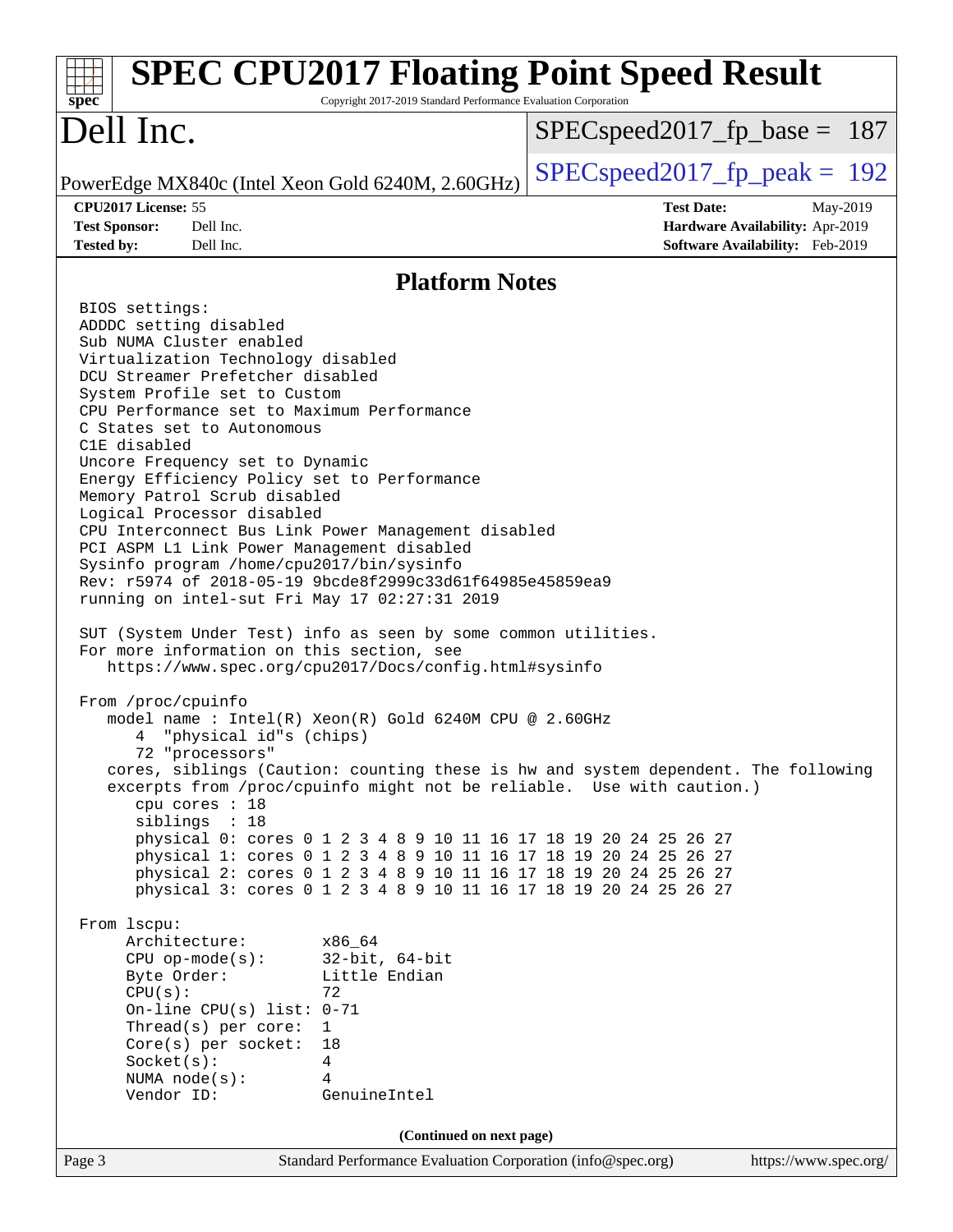## Platform Notes

```
BIOS settings:
ADDDC setting disabled
Sub NUMA Cluster enabled
Virtualization Technology disabled
DCU Streamer Prefetcher disabled
System Profile set to Custom
CPU Performance set to Maximum Performance
C States set to Autonomous
C1E disabled
Uncore Frequency set to Dynamic
Energy Efficiency Policy set to Performance
Memory Patrol Scrub disabled
Logical Processor disabled
CPU Interconnect Bus Link Power Management disabled
PCI ASPM L1 Link Power Management disabled
Sysinfo program /home/cpu2017/bin/sysinfo
Rev: r5974 of 2018-05-19 9bcde8f2999c33d61f64985e45859ea9
running on intel-sut Fri May 17 02:27:31 2019

SUT (System Under Test) info as seen by some common utilities.
For more information on this section, see
   https://www.spec.org/cpu2017/Docs/config.html#sysinfo

From /proc/cpuinfo
   model name : Intel(R) Xeon(R) Gold 6240M CPU @ 2.60GHz
      4  "physical id"s (chips)
      72 "processors"
   cores, siblings (Caution: counting these is hw and system dependent. The following
   excerpts from /proc/cpuinfo might not be reliable.  Use with caution.)
      cpu cores : 18
      siblings  : 18
      physical 0: cores 0 1 2 3 4 8 9 10 11 16 17 18 19 20 24 25 26 27
      physical 1: cores 0 1 2 3 4 8 9 10 11 16 17 18 19 20 24 25 26 27
      physical 2: cores 0 1 2 3 4 8 9 10 11 16 17 18 19 20 24 25 26 27
      physical 3: cores 0 1 2 3 4 8 9 10 11 16 17 18 19 20 24 25 26 27

From lscpu:
     Architecture:         x86_64
     CPU op-mode(s):       32-bit, 64-bit
     Byte Order:           Little Endian
     CPU(s):               72
     On-line CPU(s) list:  0-71
     Thread(s) per core:   1
     Core(s) per socket:   18
     Socket(s):            4
     NUMA node(s):         4
     Vendor ID:            GenuineIntel
```

**(Continued on next page)**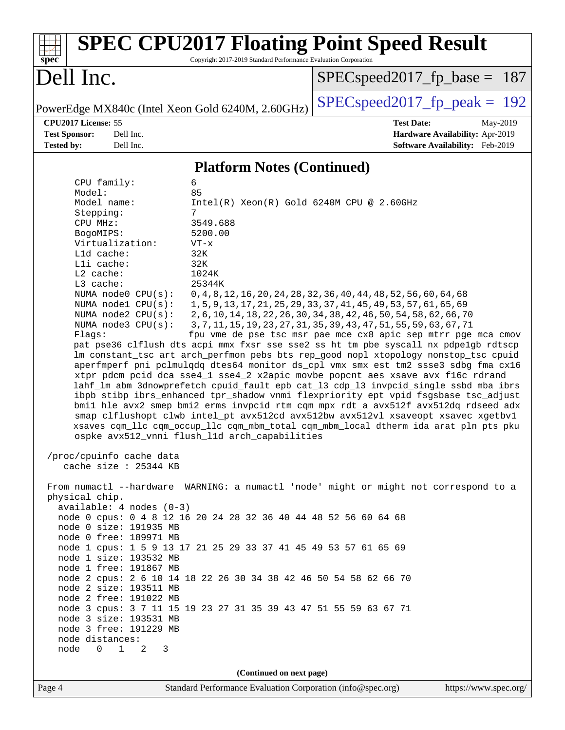## Platform Notes (Continued)

```
     CPU family:          6
     Model:               85
     Model name:          Intel(R) Xeon(R) Gold 6240M CPU @ 2.60GHz
     Stepping:            7
     CPU MHz:             3549.688
     BogoMIPS:            5200.00
     Virtualization:      VT-x
     L1d cache:           32K
     L1i cache:           32K
     L2 cache:            1024K
     L3 cache:            25344K
     NUMA node0 CPU(s):   0,4,8,12,16,20,24,28,32,36,40,44,48,52,56,60,64,68
     NUMA node1 CPU(s):   1,5,9,13,17,21,25,29,33,37,41,45,49,53,57,61,65,69
     NUMA node2 CPU(s):   2,6,10,14,18,22,26,30,34,38,42,46,50,54,58,62,66,70
     NUMA node3 CPU(s):   3,7,11,15,19,23,27,31,35,39,43,47,51,55,59,63,67,71
     Flags:               fpu vme de pse tsc msr pae mce cx8 apic sep mtrr pge mca cmov
     pat pse36 clflush dts acpi mmx fxsr sse sse2 ss ht tm pbe syscall nx pdpe1gb rdtscp
     lm constant_tsc art arch_perfmon pebs bts rep_good nopl xtopology nonstop_tsc cpuid
     aperfmperf pni pclmulqdq dtes64 monitor ds_cpl vmx smx est tm2 ssse3 sdbg fma cx16
     xtpr pdcm pcid dca sse4_1 sse4_2 x2apic movbe popcnt aes xsave avx f16c rdrand
     lahf_lm abm 3dnowprefetch cpuid_fault epb cat_l3 cdp_l3 invpcid_single ssbd mba ibrs
     ibpb stibp ibrs_enhanced tpr_shadow vnmi flexpriority ept vpid fsgsbase tsc_adjust
     bmi1 hle avx2 smep bmi2 erms invpcid rtm cqm mpx rdt_a avx512f avx512dq rdseed adx
     smap clflushopt clwb intel_pt avx512cd avx512bw avx512vl xsaveopt xsavec xgetbv1
     xsaves cqm_llc cqm_occup_llc cqm_mbm_total cqm_mbm_local dtherm ida arat pln pts pku
     ospke avx512_vnni flush_l1d arch_capabilities

 /proc/cpuinfo cache data
    cache size : 25344 KB

 From numactl --hardware  WARNING: a numactl 'node' might or might not correspond to a
 physical chip.
   available: 4 nodes (0-3)
   node 0 cpus: 0 4 8 12 16 20 24 28 32 36 40 44 48 52 56 60 64 68
   node 0 size: 191935 MB
   node 0 free: 189971 MB
   node 1 cpus: 1 5 9 13 17 21 25 29 33 37 41 45 49 53 57 61 65 69
   node 1 size: 193532 MB
   node 1 free: 191867 MB
   node 2 cpus: 2 6 10 14 18 22 26 30 34 38 42 46 50 54 58 62 66 70
   node 2 size: 193511 MB
   node 2 free: 191022 MB
   node 3 cpus: 3 7 11 15 19 23 27 31 35 39 43 47 51 55 59 63 67 71
   node 3 size: 193531 MB
   node 3 free: 191229 MB
   node distances:
   node   0   1   2   3
```

**(Continued on next page)**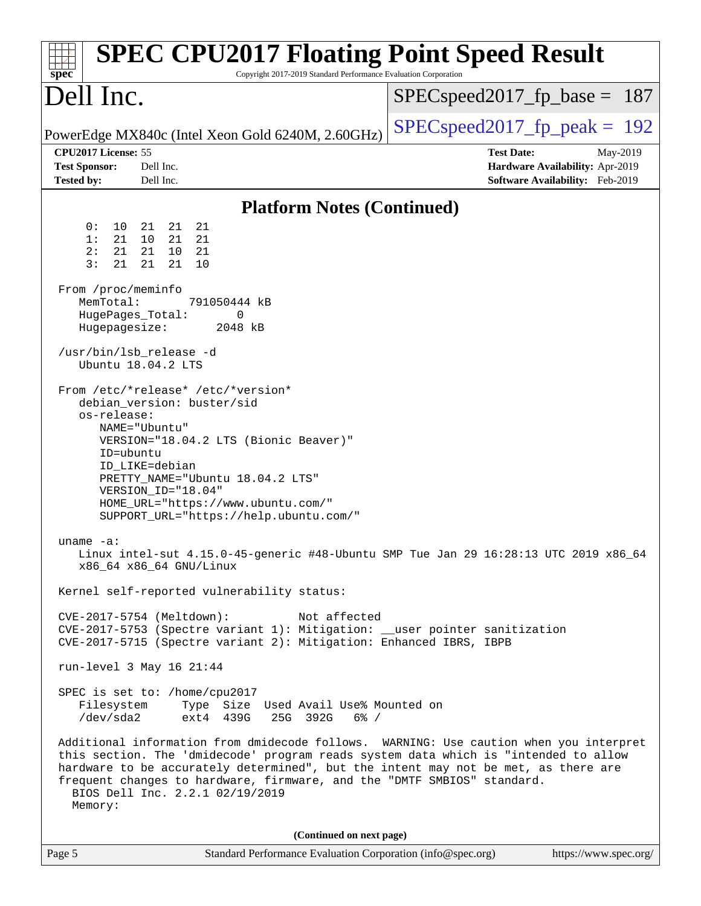## Platform Notes (Continued)

```
     0:  10  21  21  21
     1:  21  10  21  21
     2:  21  21  10  21
     3:  21  21  21  10

 From /proc/meminfo
    MemTotal:       791050444 kB
    HugePages_Total:       0
    Hugepagesize:       2048 kB

 /usr/bin/lsb_release -d
    Ubuntu 18.04.2 LTS

 From /etc/*release* /etc/*version*
    debian_version: buster/sid
    os-release:
       NAME="Ubuntu"
       VERSION="18.04.2 LTS (Bionic Beaver)"
       ID=ubuntu
       ID_LIKE=debian
       PRETTY_NAME="Ubuntu 18.04.2 LTS"
       VERSION_ID="18.04"
       HOME_URL="https://www.ubuntu.com/"
       SUPPORT_URL="https://help.ubuntu.com/"

 uname -a:
    Linux intel-sut 4.15.0-45-generic #48-Ubuntu SMP Tue Jan 29 16:28:13 UTC 2019 x86_64
    x86_64 x86_64 GNU/Linux

 Kernel self-reported vulnerability status:

 CVE-2017-5754 (Meltdown):          Not affected
 CVE-2017-5753 (Spectre variant 1): Mitigation: __user pointer sanitization
 CVE-2017-5715 (Spectre variant 2): Mitigation: Enhanced IBRS, IBPB

 run-level 3 May 16 21:44

 SPEC is set to: /home/cpu2017
    Filesystem     Type  Size  Used Avail Use% Mounted on
    /dev/sda2      ext4  439G   25G  392G   6% /

 Additional information from dmidecode follows.  WARNING: Use caution when you interpret
 this section. The 'dmidecode' program reads system data which is "intended to allow
 hardware to be accurately determined", but the intent may not be met, as there are
 frequent changes to hardware, firmware, and the "DMTF SMBIOS" standard.
   BIOS Dell Inc. 2.2.1 02/19/2019
   Memory:
```

(Continued on next page)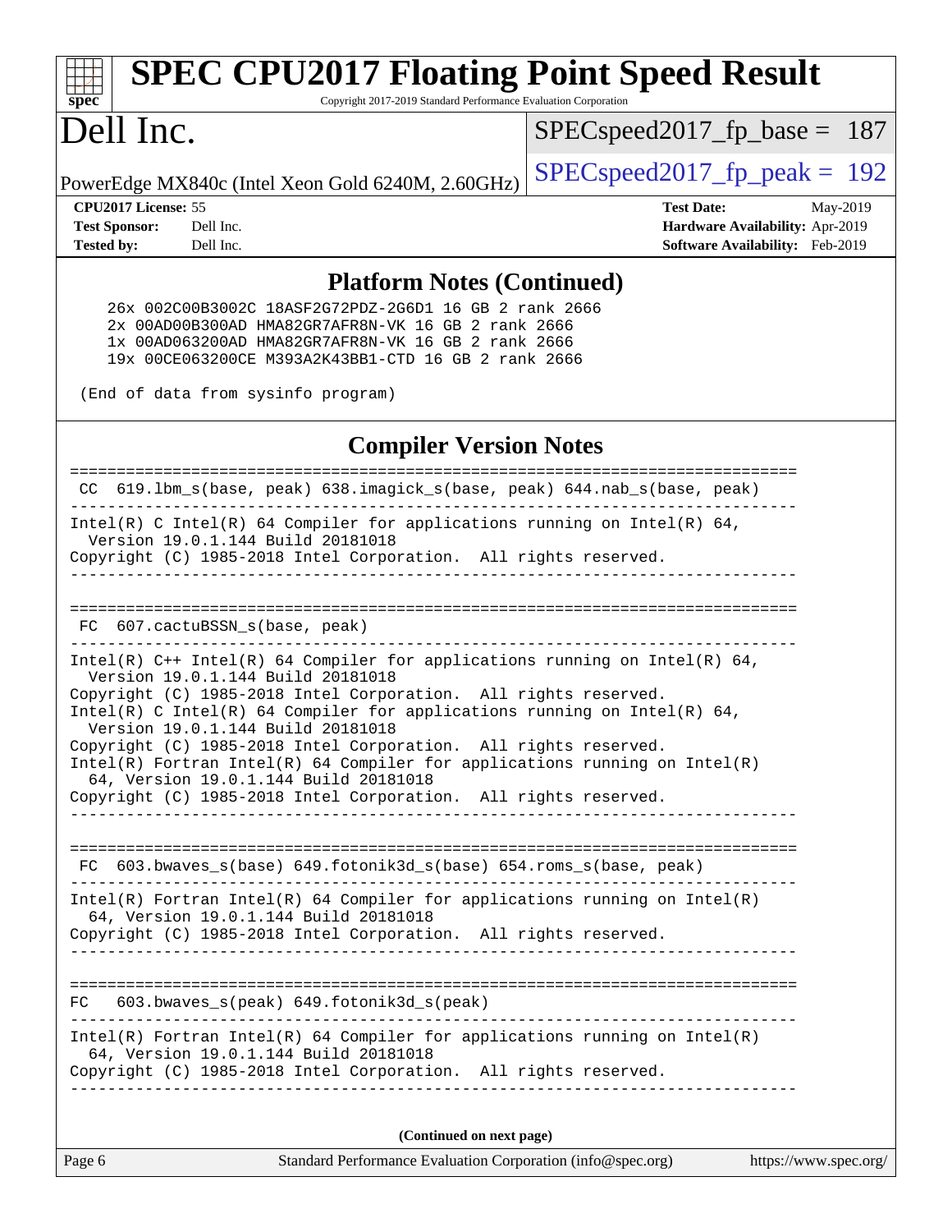## Platform Notes (Continued)

```
    26x 002C00B3002C 18ASF2G72PDZ-2G6D1 16 GB 2 rank 2666
    2x 00AD00B300AD HMA82GR7AFR8N-VK 16 GB 2 rank 2666
    1x 00AD063200AD HMA82GR7AFR8N-VK 16 GB 2 rank 2666
    19x 00CE063200CE M393A2K43BB1-CTD 16 GB 2 rank 2666

 (End of data from sysinfo program)
```

## Compiler Version Notes

```
==============================================================================
 CC  619.lbm_s(base, peak) 638.imagick_s(base, peak) 644.nab_s(base, peak)
------------------------------------------------------------------------------
Intel(R) C Intel(R) 64 Compiler for applications running on Intel(R) 64,
  Version 19.0.1.144 Build 20181018
Copyright (C) 1985-2018 Intel Corporation.  All rights reserved.
------------------------------------------------------------------------------

==============================================================================
 FC  607.cactuBSSN_s(base, peak)
------------------------------------------------------------------------------
Intel(R) C++ Intel(R) 64 Compiler for applications running on Intel(R) 64,
  Version 19.0.1.144 Build 20181018
Copyright (C) 1985-2018 Intel Corporation.  All rights reserved.
Intel(R) C Intel(R) 64 Compiler for applications running on Intel(R) 64,
  Version 19.0.1.144 Build 20181018
Copyright (C) 1985-2018 Intel Corporation.  All rights reserved.
Intel(R) Fortran Intel(R) 64 Compiler for applications running on Intel(R)
  64, Version 19.0.1.144 Build 20181018
Copyright (C) 1985-2018 Intel Corporation.  All rights reserved.
------------------------------------------------------------------------------

==============================================================================
 FC  603.bwaves_s(base) 649.fotonik3d_s(base) 654.roms_s(base, peak)
------------------------------------------------------------------------------
Intel(R) Fortran Intel(R) 64 Compiler for applications running on Intel(R)
  64, Version 19.0.1.144 Build 20181018
Copyright (C) 1985-2018 Intel Corporation.  All rights reserved.
------------------------------------------------------------------------------

==============================================================================
FC   603.bwaves_s(peak) 649.fotonik3d_s(peak)
------------------------------------------------------------------------------
Intel(R) Fortran Intel(R) 64 Compiler for applications running on Intel(R)
  64, Version 19.0.1.144 Build 20181018
Copyright (C) 1985-2018 Intel Corporation.  All rights reserved.
------------------------------------------------------------------------------
```

**(Continued on next page)**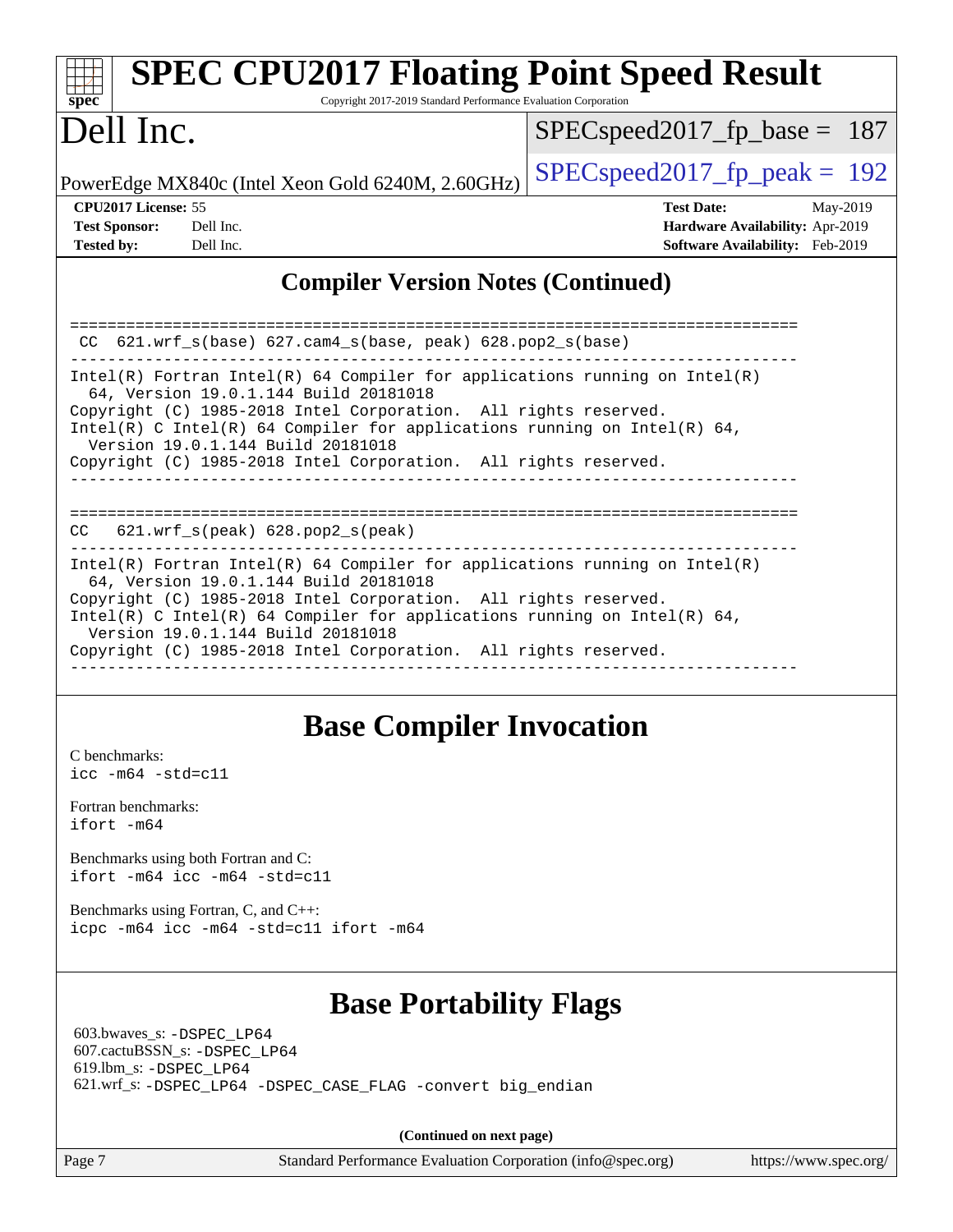# SPEC CPU2017 Floating Point Speed Result

Copyright 2017-2019 Standard Performance Evaluation Corporation

# Dell Inc.

PowerEdge MX840c (Intel Xeon Gold 6240M, 2.60GHz)

SPECspeed2017_fp_base = 187

SPECspeed2017_fp_peak = 192

**CPU2017 License:** 55
**Test Sponsor:** Dell Inc.
**Tested by:** Dell Inc.

**Test Date:** May-2019
**Hardware Availability:** Apr-2019
**Software Availability:** Feb-2019

## Compiler Version Notes (Continued)

```
==============================================================================
 CC  621.wrf_s(base) 627.cam4_s(base, peak) 628.pop2_s(base)
------------------------------------------------------------------------------
Intel(R) Fortran Intel(R) 64 Compiler for applications running on Intel(R)
  64, Version 19.0.1.144 Build 20181018
Copyright (C) 1985-2018 Intel Corporation.  All rights reserved.
Intel(R) C Intel(R) 64 Compiler for applications running on Intel(R) 64,
  Version 19.0.1.144 Build 20181018
Copyright (C) 1985-2018 Intel Corporation.  All rights reserved.
------------------------------------------------------------------------------

==============================================================================
CC   621.wrf_s(peak) 628.pop2_s(peak)
------------------------------------------------------------------------------
Intel(R) Fortran Intel(R) 64 Compiler for applications running on Intel(R)
  64, Version 19.0.1.144 Build 20181018
Copyright (C) 1985-2018 Intel Corporation.  All rights reserved.
Intel(R) C Intel(R) 64 Compiler for applications running on Intel(R) 64,
  Version 19.0.1.144 Build 20181018
Copyright (C) 1985-2018 Intel Corporation.  All rights reserved.
------------------------------------------------------------------------------
```

## Base Compiler Invocation

C benchmarks:
`icc -m64 -std=c11`

Fortran benchmarks:
`ifort -m64`

Benchmarks using both Fortran and C:
`ifort -m64 icc -m64 -std=c11`

Benchmarks using Fortran, C, and C++:
`icpc -m64 icc -m64 -std=c11 ifort -m64`

## Base Portability Flags

603.bwaves_s: `-DSPEC_LP64`
607.cactuBSSN_s: `-DSPEC_LP64`
619.lbm_s: `-DSPEC_LP64`
621.wrf_s: `-DSPEC_LP64 -DSPEC_CASE_FLAG -convert big_endian`

**(Continued on next page)**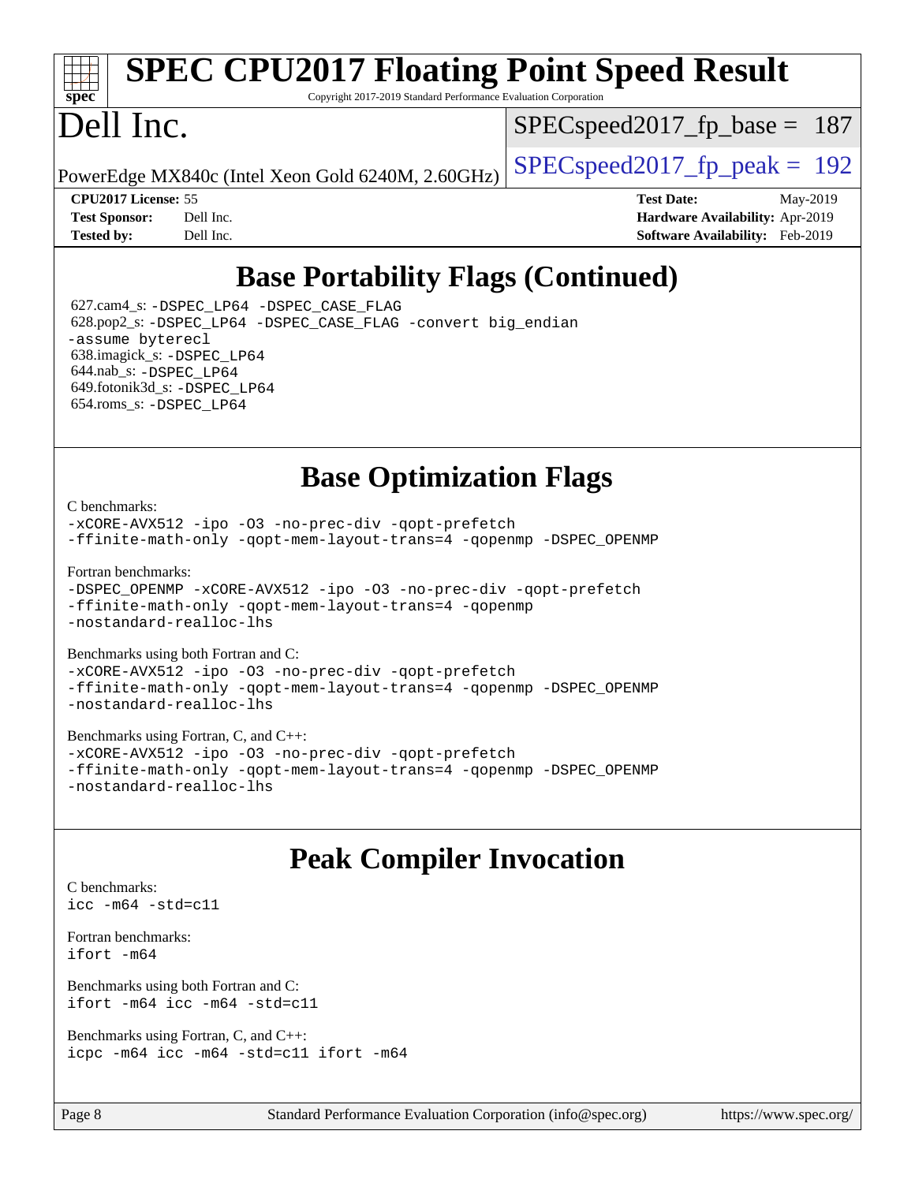# SPEC CPU2017 Floating Point Speed Result

Copyright 2017-2019 Standard Performance Evaluation Corporation

# Dell Inc.

PowerEdge MX840c (Intel Xeon Gold 6240M, 2.60GHz)

SPECspeed2017_fp_base = 187

SPECspeed2017_fp_peak = 192

**CPU2017 License:** 55
**Test Sponsor:** Dell Inc.
**Tested by:** Dell Inc.

**Test Date:** May-2019
**Hardware Availability:** Apr-2019
**Software Availability:** Feb-2019

## Base Portability Flags (Continued)

627.cam4_s: -DSPEC_LP64 -DSPEC_CASE_FLAG
628.pop2_s: -DSPEC_LP64 -DSPEC_CASE_FLAG -convert big_endian -assume byterecl
638.imagick_s: -DSPEC_LP64
644.nab_s: -DSPEC_LP64
649.fotonik3d_s: -DSPEC_LP64
654.roms_s: -DSPEC_LP64

## Base Optimization Flags

C benchmarks:
```
-xCORE-AVX512 -ipo -O3 -no-prec-div -qopt-prefetch
-ffinite-math-only -qopt-mem-layout-trans=4 -qopenmp -DSPEC_OPENMP
```

Fortran benchmarks:
```
-DSPEC_OPENMP -xCORE-AVX512 -ipo -O3 -no-prec-div -qopt-prefetch
-ffinite-math-only -qopt-mem-layout-trans=4 -qopenmp
-nostandard-realloc-lhs
```

Benchmarks using both Fortran and C:
```
-xCORE-AVX512 -ipo -O3 -no-prec-div -qopt-prefetch
-ffinite-math-only -qopt-mem-layout-trans=4 -qopenmp -DSPEC_OPENMP
-nostandard-realloc-lhs
```

Benchmarks using Fortran, C, and C++:
```
-xCORE-AVX512 -ipo -O3 -no-prec-div -qopt-prefetch
-ffinite-math-only -qopt-mem-layout-trans=4 -qopenmp -DSPEC_OPENMP
-nostandard-realloc-lhs
```

## Peak Compiler Invocation

C benchmarks:
```
icc -m64 -std=c11
```

Fortran benchmarks:
```
ifort -m64
```

Benchmarks using both Fortran and C:
```
ifort -m64 icc -m64 -std=c11
```

Benchmarks using Fortran, C, and C++:
```
icpc -m64 icc -m64 -std=c11 ifort -m64
```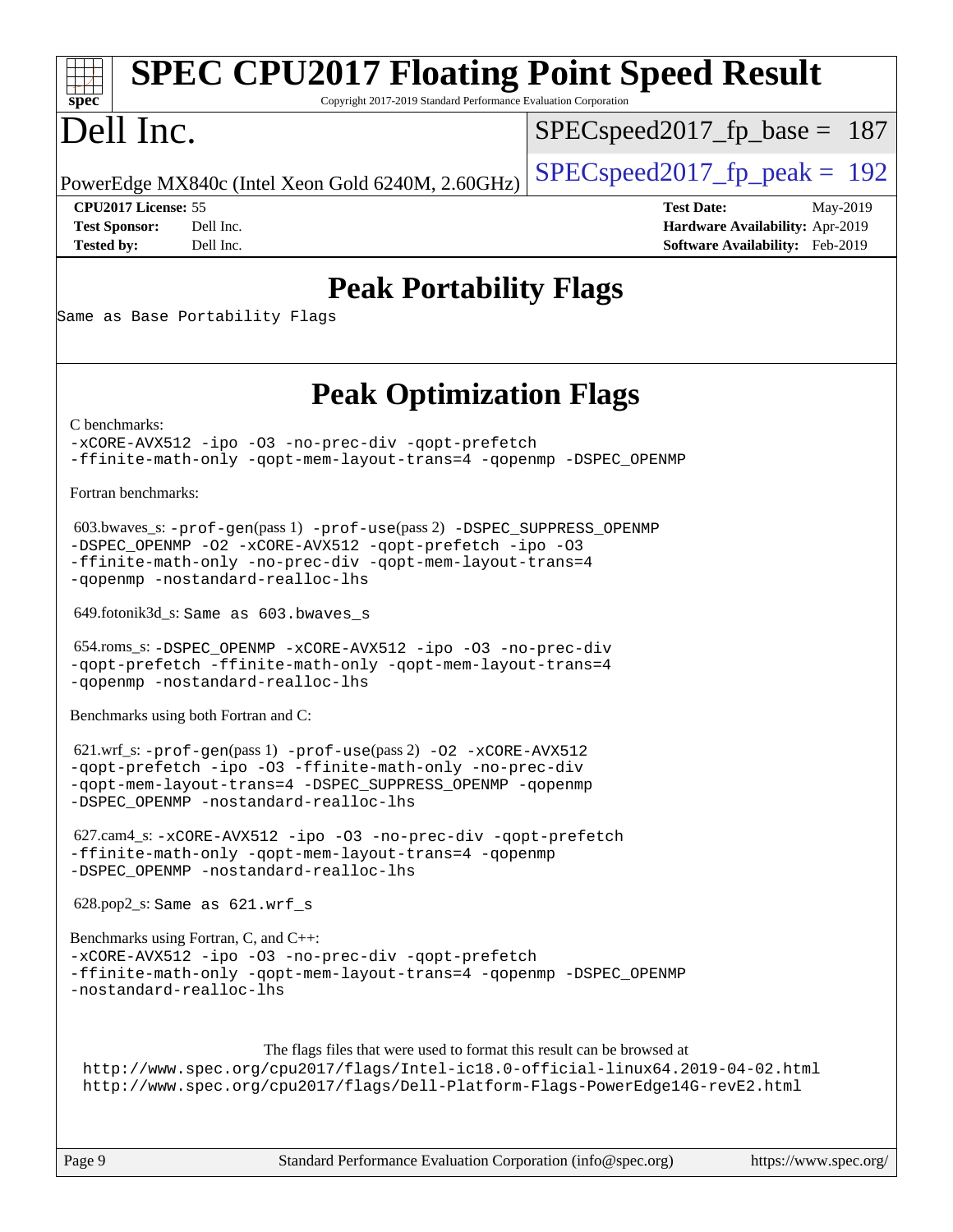# Peak Portability Flags

Same as Base Portability Flags

# Peak Optimization Flags

C benchmarks:

-xCORE-AVX512 -ipo -O3 -no-prec-div -qopt-prefetch -ffinite-math-only -qopt-mem-layout-trans=4 -qopenmp -DSPEC_OPENMP

Fortran benchmarks:

603.bwaves_s: -prof-gen(pass 1) -prof-use(pass 2) -DSPEC_SUPPRESS_OPENMP -DSPEC_OPENMP -O2 -xCORE-AVX512 -qopt-prefetch -ipo -O3 -ffinite-math-only -no-prec-div -qopt-mem-layout-trans=4 -qopenmp -nostandard-realloc-lhs

649.fotonik3d_s: Same as 603.bwaves_s

654.roms_s: -DSPEC_OPENMP -xCORE-AVX512 -ipo -O3 -no-prec-div -qopt-prefetch -ffinite-math-only -qopt-mem-layout-trans=4 -qopenmp -nostandard-realloc-lhs

Benchmarks using both Fortran and C:

621.wrf_s: -prof-gen(pass 1) -prof-use(pass 2) -O2 -xCORE-AVX512 -qopt-prefetch -ipo -O3 -ffinite-math-only -no-prec-div -qopt-mem-layout-trans=4 -DSPEC_SUPPRESS_OPENMP -qopenmp -DSPEC_OPENMP -nostandard-realloc-lhs

627.cam4_s: -xCORE-AVX512 -ipo -O3 -no-prec-div -qopt-prefetch -ffinite-math-only -qopt-mem-layout-trans=4 -qopenmp -DSPEC_OPENMP -nostandard-realloc-lhs

628.pop2_s: Same as 621.wrf_s

Benchmarks using Fortran, C, and C++:

-xCORE-AVX512 -ipo -O3 -no-prec-div -qopt-prefetch -ffinite-math-only -qopt-mem-layout-trans=4 -qopenmp -DSPEC_OPENMP -nostandard-realloc-lhs

The flags files that were used to format this result can be browsed at
http://www.spec.org/cpu2017/flags/Intel-ic18.0-official-linux64.2019-04-02.html
http://www.spec.org/cpu2017/flags/Dell-Platform-Flags-PowerEdge14G-revE2.html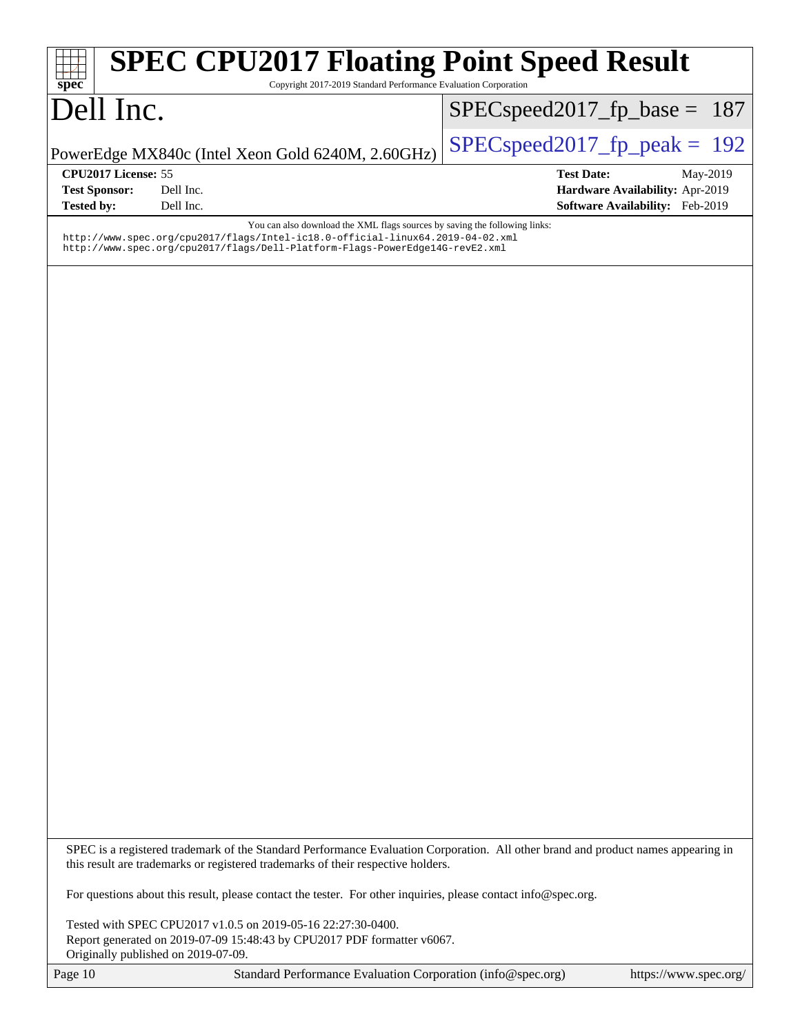You can also download the XML flags sources by saving the following links:

http://www.spec.org/cpu2017/flags/Intel-ic18.0-official-linux64.2019-04-02.xml
http://www.spec.org/cpu2017/flags/Dell-Platform-Flags-PowerEdge14G-revE2.xml

SPEC is a registered trademark of the Standard Performance Evaluation Corporation. All other brand and product names appearing in this result are trademarks or registered trademarks of their respective holders.

For questions about this result, please contact the tester. For other inquiries, please contact info@spec.org.

Tested with SPEC CPU2017 v1.0.5 on 2019-05-16 22:27:30-0400.
Report generated on 2019-07-09 15:48:43 by CPU2017 PDF formatter v6067.
Originally published on 2019-07-09.